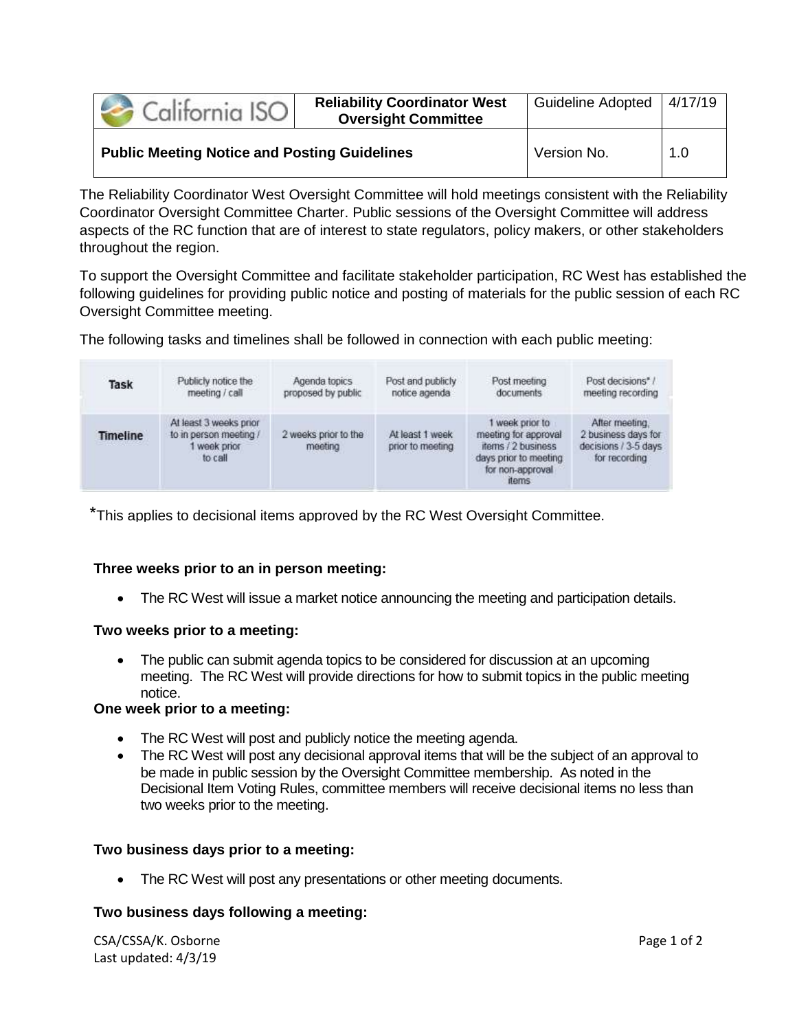| California ISO | Reliability Coordinator West Oversight Committee | Guideline Adopted | 4/17/19 |
|---|---|---|---|
| **Public Meeting Notice and Posting Guidelines** | | Version No. | 1.0 |

The Reliability Coordinator West Oversight Committee will hold meetings consistent with the Reliability Coordinator Oversight Committee Charter. Public sessions of the Oversight Committee will address aspects of the RC function that are of interest to state regulators, policy makers, or other stakeholders throughout the region.

To support the Oversight Committee and facilitate stakeholder participation, RC West has established the following guidelines for providing public notice and posting of materials for the public session of each RC Oversight Committee meeting.

The following tasks and timelines shall be followed in connection with each public meeting:

| Task | Publicly notice the meeting / call | Agenda topics proposed by public | Post and publicly notice agenda | Post meeting documents | Post decisions* / meeting recording |
|---|---|---|---|---|---|
| **Timeline** | At least 3 weeks prior to in person meeting / 1 week prior to call | 2 weeks prior to the meeting | At least 1 week prior to meeting | 1 week prior to meeting for approval items / 2 business days prior to meeting for non-approval items | After meeting, 2 business days for decisions / 3-5 days for recording |

*This applies to decisional items approved by the RC West Oversight Committee.

**Three weeks prior to an in person meeting:**

- The RC West will issue a market notice announcing the meeting and participation details.

**Two weeks prior to a meeting:**

- The public can submit agenda topics to be considered for discussion at an upcoming meeting. The RC West will provide directions for how to submit topics in the public meeting notice.

**One week prior to a meeting:**

- The RC West will post and publicly notice the meeting agenda.
- The RC West will post any decisional approval items that will be the subject of an approval to be made in public session by the Oversight Committee membership. As noted in the Decisional Item Voting Rules, committee members will receive decisional items no less than two weeks prior to the meeting.

**Two business days prior to a meeting:**

- The RC West will post any presentations or other meeting documents.

**Two business days following a meeting:**

CSA/CSSA/K. Osborne
Last updated: 4/3/19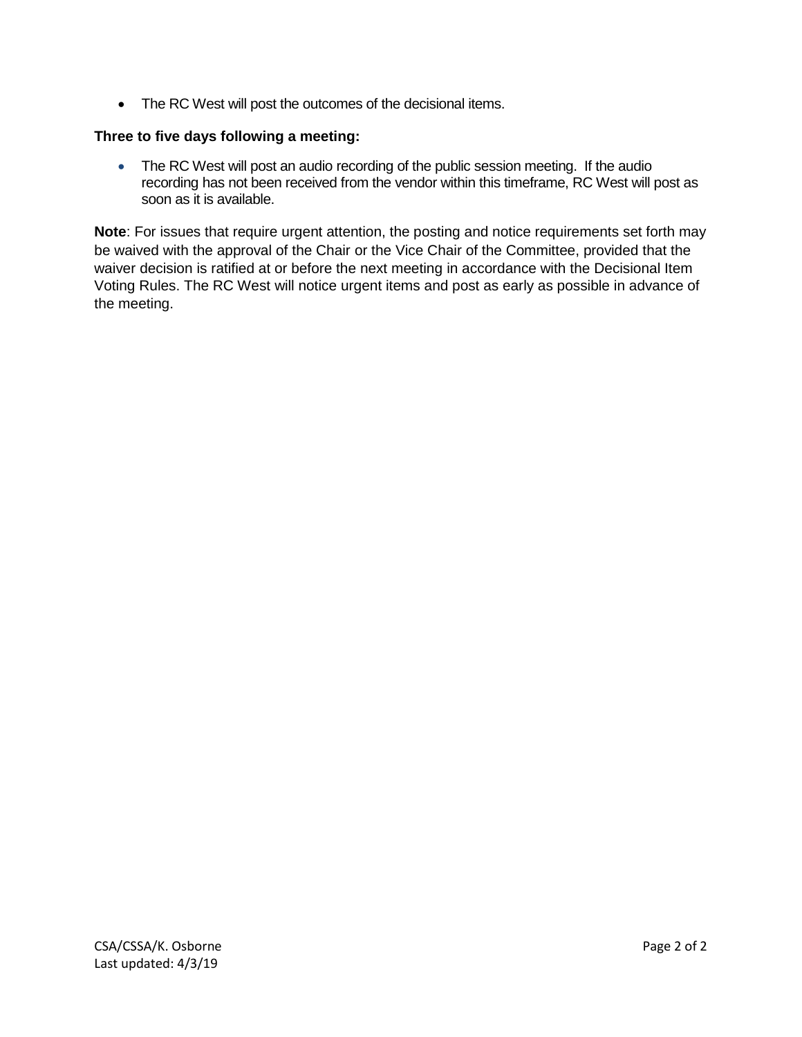- The RC West will post the outcomes of the decisional items.

**Three to five days following a meeting:**

- The RC West will post an audio recording of the public session meeting. If the audio recording has not been received from the vendor within this timeframe, RC West will post as soon as it is available.

**Note**: For issues that require urgent attention, the posting and notice requirements set forth may be waived with the approval of the Chair or the Vice Chair of the Committee, provided that the waiver decision is ratified at or before the next meeting in accordance with the Decisional Item Voting Rules. The RC West will notice urgent items and post as early as possible in advance of the meeting.

CSA/CSSA/K. Osborne
Last updated: 4/3/19